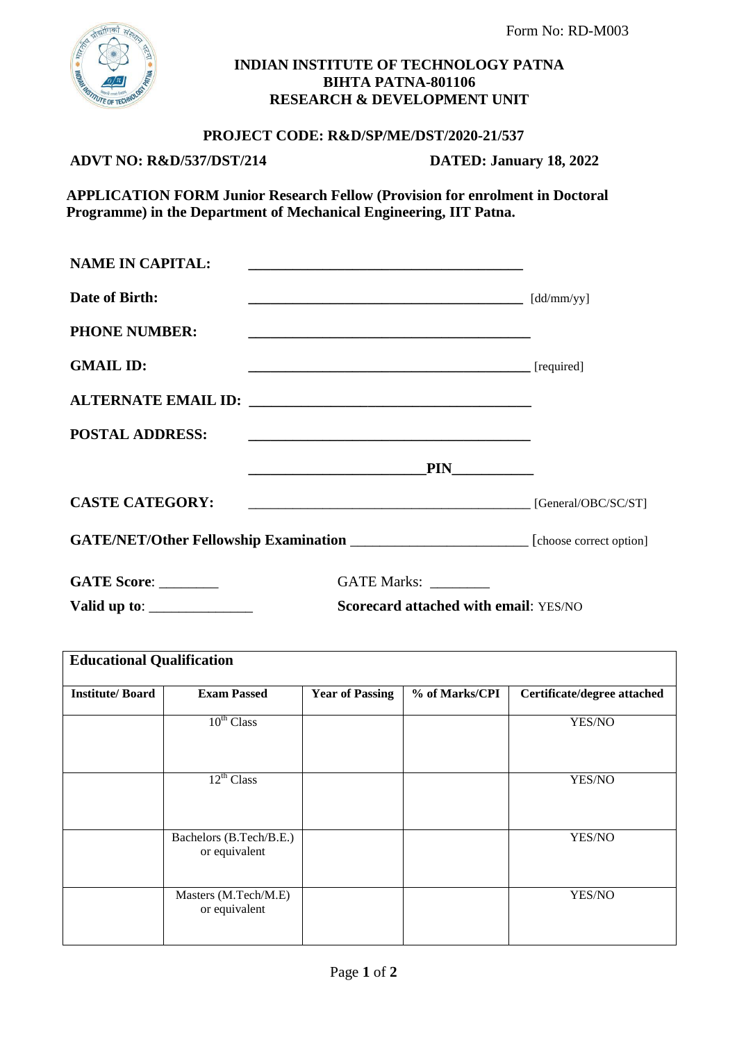Form No: RD-M003

**INDIAN INSTITUTE OF TECHNOLOGY PATNA**
**BIHTA PATNA-801106**
**RESEARCH & DEVELOPMENT UNIT**

**PROJECT CODE: R&D/SP/ME/DST/2020-21/537**

**ADVT NO: R&D/537/DST/214** **DATED: January 18, 2022**

**APPLICATION FORM Junior Research Fellow (Provision for enrolment in Doctoral Programme) in the Department of Mechanical Engineering, IIT Patna.**

**NAME IN CAPITAL:** ______________________________________

**Date of Birth:** ______________________________________ [dd/mm/yy]

**PHONE NUMBER:** ______________________________________

**GMAIL ID:** ______________________________________ [required]

**ALTERNATE EMAIL ID:** ______________________________________

**POSTAL ADDRESS:** ______________________________________

______________________**PIN**__________

**CASTE CATEGORY:** ______________________________________ [General/OBC/SC/ST]

**GATE/NET/Other Fellowship Examination** ________________________ [choose correct option]

**GATE Score**: ________ GATE Marks: ________

**Valid up to**: ______________ **Scorecard attached with email**: YES/NO

**Educational Qualification**

| Institute/ Board | Exam Passed | Year of Passing | % of Marks/CPI | Certificate/degree attached |
|---|---|---|---|---|
| | 10th Class | | | YES/NO |
| | 12th Class | | | YES/NO |
| | Bachelors (B.Tech/B.E.) or equivalent | | | YES/NO |
| | Masters (M.Tech/M.E) or equivalent | | | YES/NO |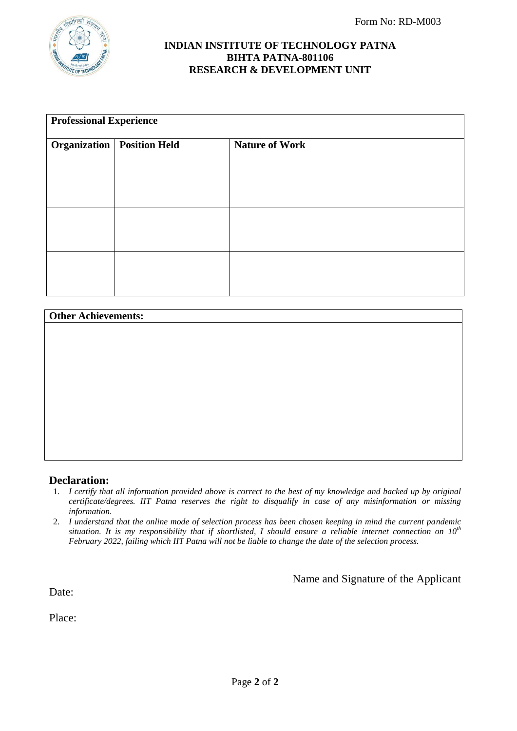Form No: RD-M003

**INDIAN INSTITUTE OF TECHNOLOGY PATNA**
**BIHTA PATNA-801106**
**RESEARCH & DEVELOPMENT UNIT**

| **Professional Experience** | | |
|---|---|---|
| **Organization** | **Position Held** | **Nature of Work** |
| | | |
| | | |
| | | |

| **Other Achievements:** |
|---|
| |

## Declaration:

1. *I certify that all information provided above is correct to the best of my knowledge and backed up by original certificate/degrees. IIT Patna reserves the right to disqualify in case of any misinformation or missing information.*
2. *I understand that the online mode of selection process has been chosen keeping in mind the current pandemic situation. It is my responsibility that if shortlisted, I should ensure a reliable internet connection on 10th February 2022, failing which IIT Patna will not be liable to change the date of the selection process.*

Name and Signature of the Applicant

Date:

Place: